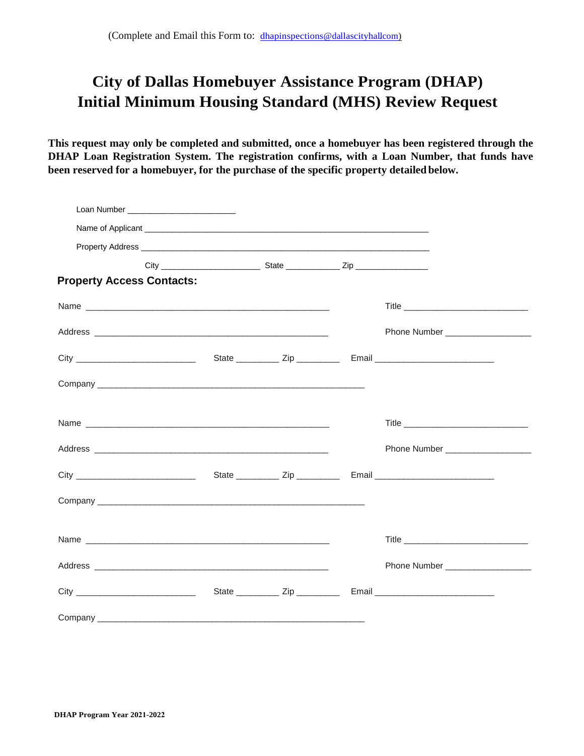(Complete and Email this Form to: dhapinspections@dallascityhallcom)

# City of Dallas Homebuyer Assistance Program (DHAP)
# Initial Minimum Housing Standard (MHS) Review Request

**This request may only be completed and submitted, once a homebuyer has been registered through the DHAP Loan Registration System. The registration confirms, with a Loan Number, that funds have been reserved for a homebuyer, for the purchase of the specific property detailed below.**

Loan Number ________________________

Name of Applicant _______________________________________________________________

Property Address ________________________________________________________________

City ______________________ State ____________ Zip ________________

## Property Access Contacts:

Name _______________________________________________________ Title ___________________________

Address ____________________________________________________ Phone Number __________________

City __________________________ State _________ Zip _________ Email __________________________

Company ____________________________________________________________

Name _______________________________________________________ Title ___________________________

Address ____________________________________________________ Phone Number __________________

City __________________________ State _________ Zip _________ Email __________________________

Company ____________________________________________________________

Name _______________________________________________________ Title ___________________________

Address ____________________________________________________ Phone Number __________________

City __________________________ State _________ Zip _________ Email __________________________

Company ____________________________________________________________

DHAP Program Year 2021-2022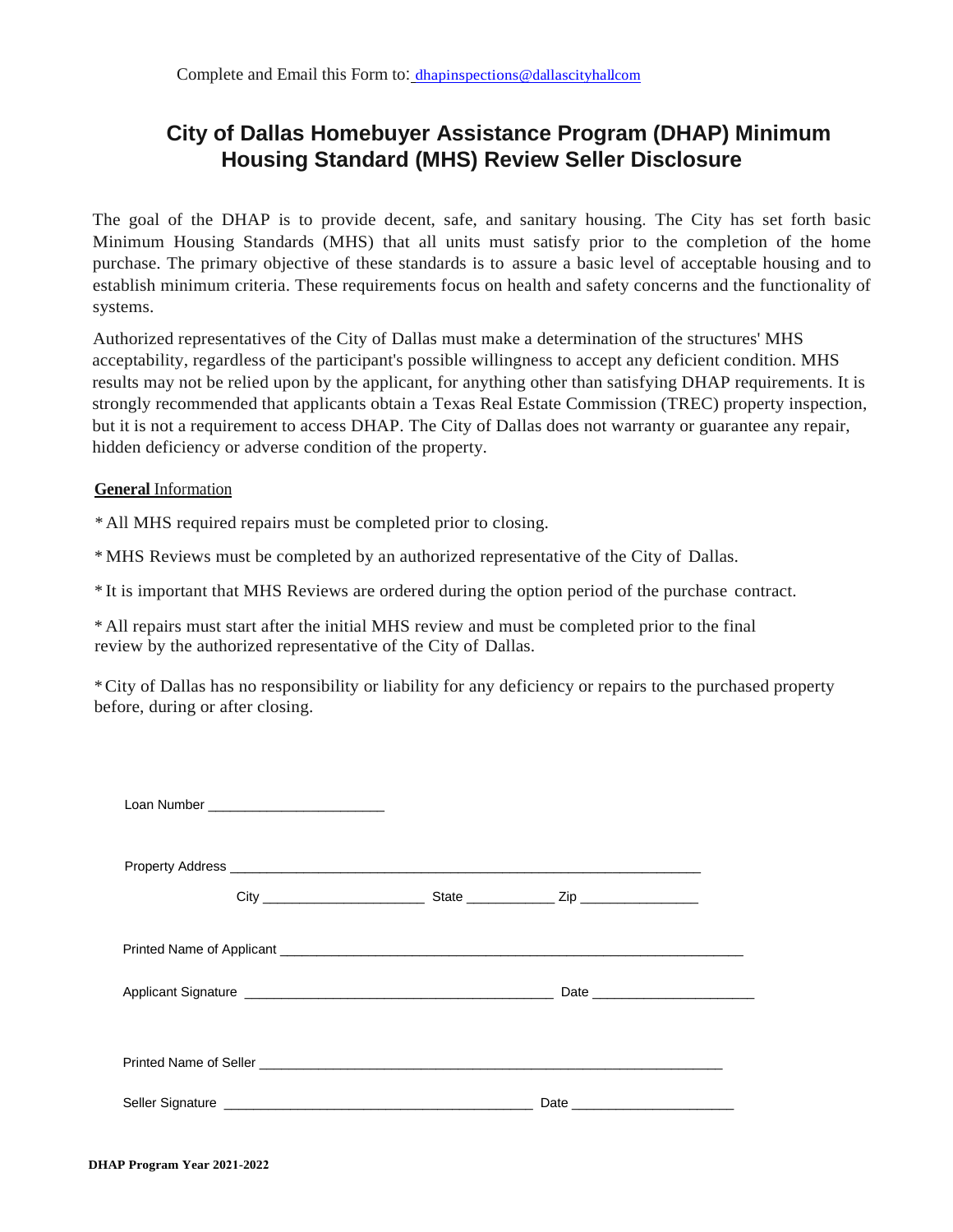Complete and Email this Form to: dhapinspections@dallascityhallcom

# City of Dallas Homebuyer Assistance Program (DHAP) Minimum Housing Standard (MHS) Review Seller Disclosure

The goal of the DHAP is to provide decent, safe, and sanitary housing. The City has set forth basic Minimum Housing Standards (MHS) that all units must satisfy prior to the completion of the home purchase. The primary objective of these standards is to assure a basic level of acceptable housing and to establish minimum criteria. These requirements focus on health and safety concerns and the functionality of systems.

Authorized representatives of the City of Dallas must make a determination of the structures' MHS acceptability, regardless of the participant's possible willingness to accept any deficient condition. MHS results may not be relied upon by the applicant, for anything other than satisfying DHAP requirements. It is strongly recommended that applicants obtain a Texas Real Estate Commission (TREC) property inspection, but it is not a requirement to access DHAP. The City of Dallas does not warranty or guarantee any repair, hidden deficiency or adverse condition of the property.

**General** Information

* All MHS required repairs must be completed prior to closing.

* MHS Reviews must be completed by an authorized representative of the City of Dallas.

* It is important that MHS Reviews are ordered during the option period of the purchase contract.

* All repairs must start after the initial MHS review and must be completed prior to the final review by the authorized representative of the City of Dallas.

* City of Dallas has no responsibility or liability for any deficiency or repairs to the purchased property before, during or after closing.

Loan Number _______________________

Property Address _______________________________________________________________

City _____________________ State ___________ Zip _______________

Printed Name of Applicant _______________________________________________________________

Applicant Signature ________________________________________ Date _____________________

Printed Name of Seller _______________________________________________________________

Seller Signature ________________________________________ Date _____________________

**DHAP Program Year 2021-2022**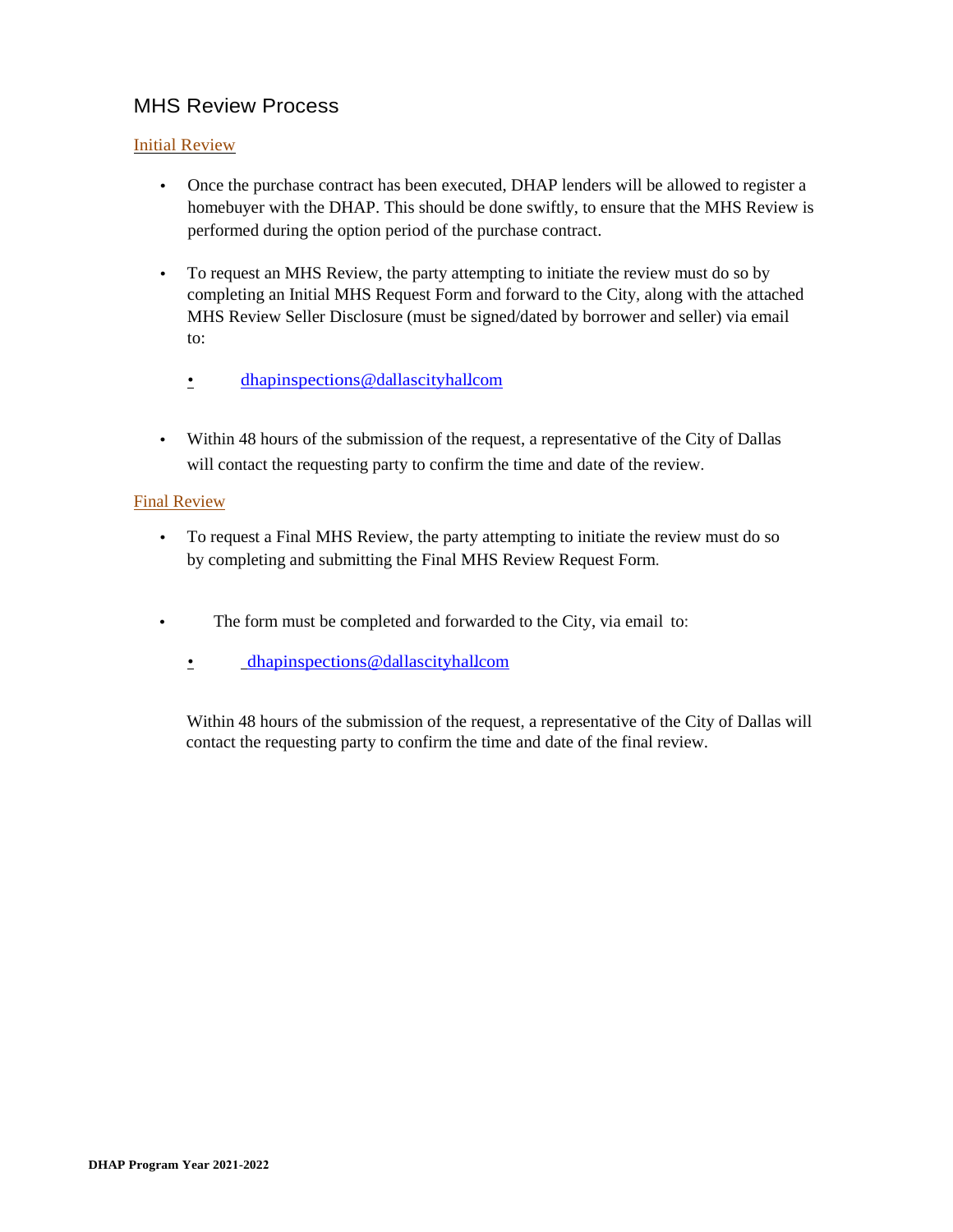## MHS Review Process

### Initial Review

- Once the purchase contract has been executed, DHAP lenders will be allowed to register a homebuyer with the DHAP. This should be done swiftly, to ensure that the MHS Review is performed during the option period of the purchase contract.

- To request an MHS Review, the party attempting to initiate the review must do so by completing an Initial MHS Request Form and forward to the City, along with the attached MHS Review Seller Disclosure (must be signed/dated by borrower and seller) via email to:

  - dhapinspections@dallascityhallcom

- Within 48 hours of the submission of the request, a representative of the City of Dallas will contact the requesting party to confirm the time and date of the review.

### Final Review

- To request a Final MHS Review, the party attempting to initiate the review must do so by completing and submitting the Final MHS Review Request Form.

- The form must be completed and forwarded to the City, via email to:

  - dhapinspections@dallascityhallcom

Within 48 hours of the submission of the request, a representative of the City of Dallas will contact the requesting party to confirm the time and date of the final review.